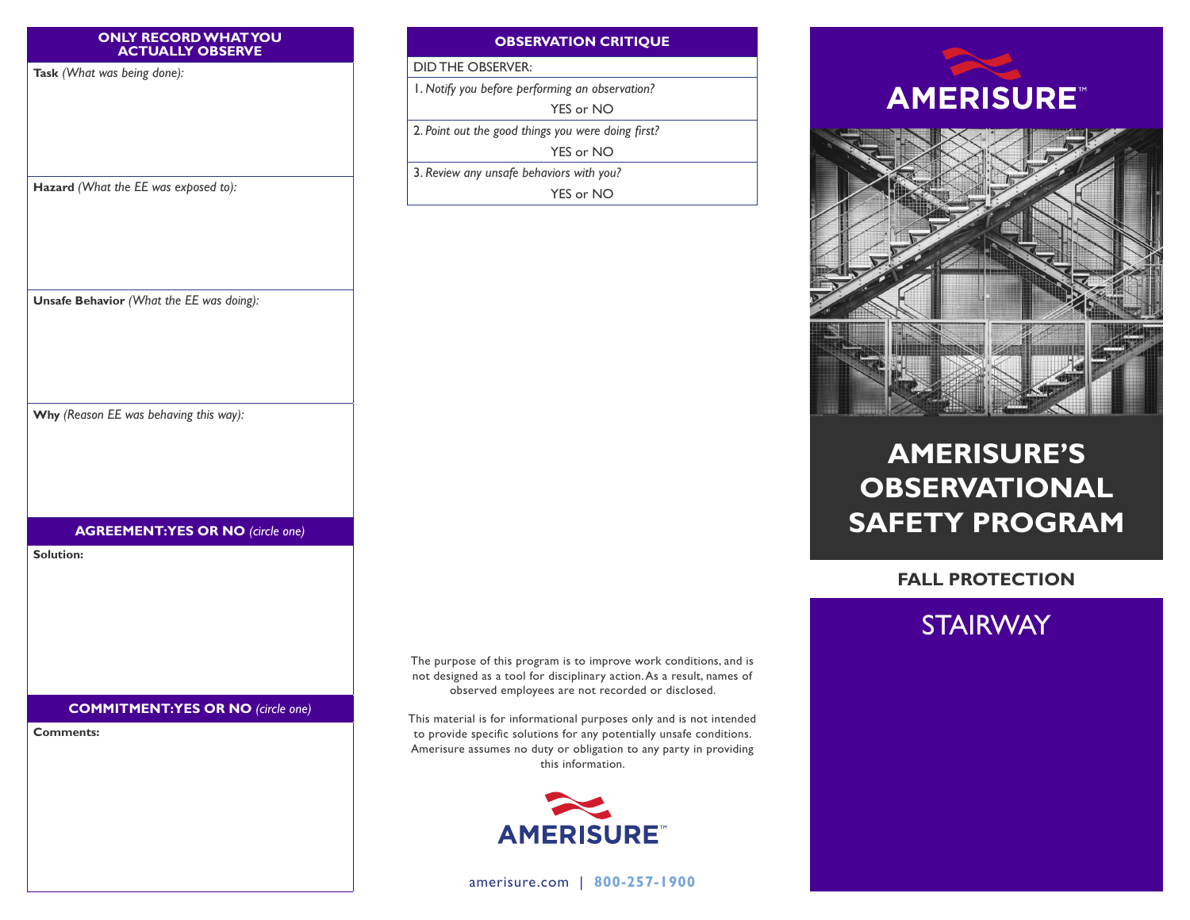## ONLY RECORD WHAT YOU ACTUALLY OBSERVE

**Task** *(What was being done):*

**Hazard** *(What the EE was exposed to):*

**Unsafe Behavior** *(What the EE was doing):*

**Why** *(Reason EE was behaving this way):*

## AGREEMENT: YES OR NO *(circle one)*

**Solution:**

## COMMITMENT: YES OR NO *(circle one)*

**Comments:**

## OBSERVATION CRITIQUE

DID THE OBSERVER:

1. *Notify you before performing an observation?*
   YES or NO
2. *Point out the good things you were doing first?*
   YES or NO
3. *Review any unsafe behaviors with you?*
   YES or NO

The purpose of this program is to improve work conditions, and is not designed as a tool for disciplinary action. As a result, names of observed employees are not recorded or disclosed.

This material is for informational purposes only and is not intended to provide specific solutions for any potentially unsafe conditions. Amerisure assumes no duty or obligation to any party in providing this information.

AMERISURE™

amerisure.com | **800-257-1900**

AMERISURE™

# AMERISURE'S OBSERVATIONAL SAFETY PROGRAM

## FALL PROTECTION

## STAIRWAY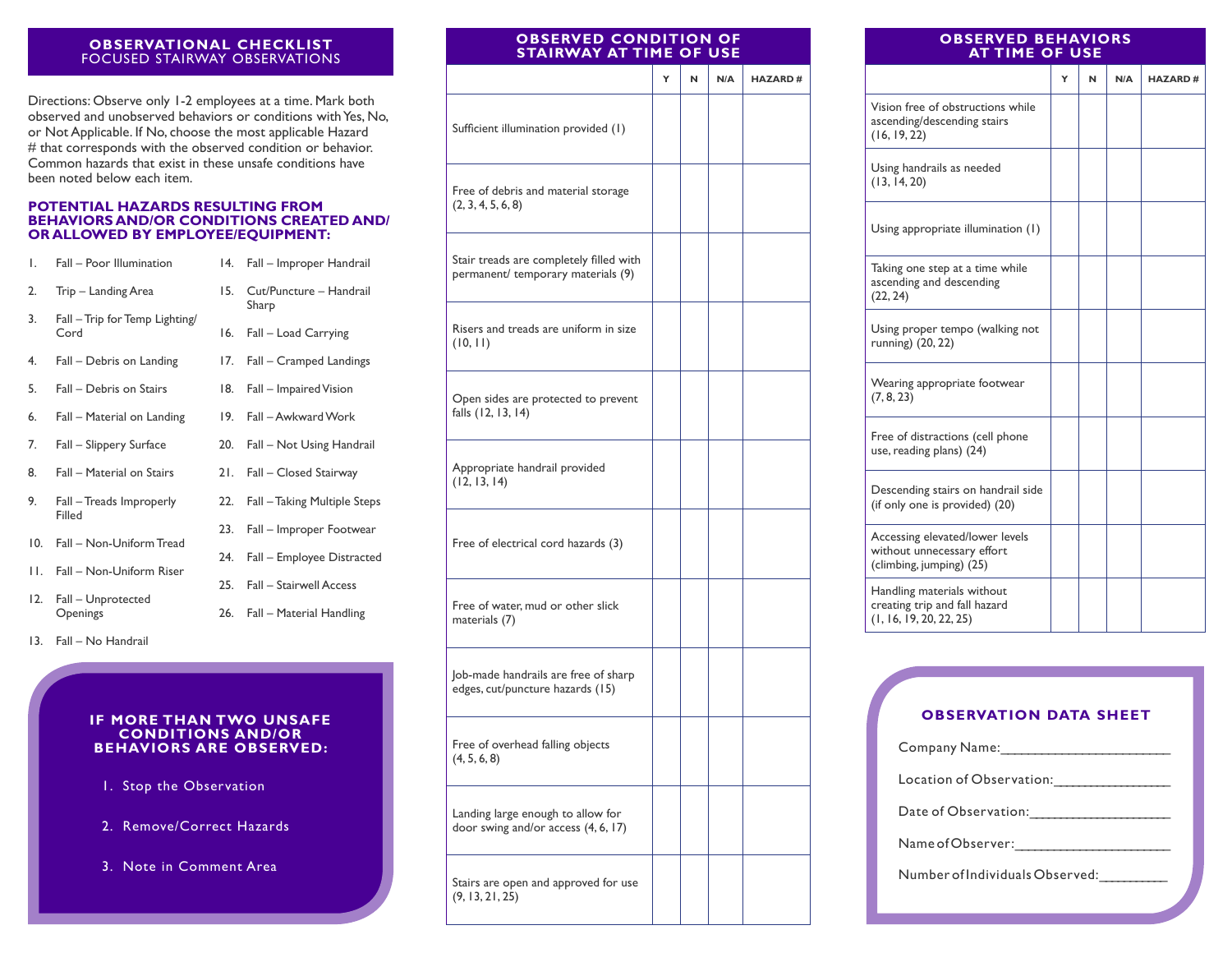## OBSERVATIONAL CHECKLIST
FOCUSED STAIRWAY OBSERVATIONS

Directions: Observe only 1-2 employees at a time. Mark both observed and unobserved behaviors or conditions with Yes, No, or Not Applicable. If No, choose the most applicable Hazard # that corresponds with the observed condition or behavior. Common hazards that exist in these unsafe conditions have been noted below each item.

### POTENTIAL HAZARDS RESULTING FROM BEHAVIORS AND/OR CONDITIONS CREATED AND/OR ALLOWED BY EMPLOYEE/EQUIPMENT:

1. Fall – Poor Illumination
2. Trip – Landing Area
3. Fall – Trip for Temp Lighting/ Cord
4. Fall – Debris on Landing
5. Fall – Debris on Stairs
6. Fall – Material on Landing
7. Fall – Slippery Surface
8. Fall – Material on Stairs
9. Fall – Treads Improperly Filled
10. Fall – Non-Uniform Tread
11. Fall – Non-Uniform Riser
12. Fall – Unprotected Openings
13. Fall – No Handrail
14. Fall – Improper Handrail
15. Cut/Puncture – Handrail Sharp
16. Fall – Load Carrying
17. Fall – Cramped Landings
18. Fall – Impaired Vision
19. Fall – Awkward Work
20. Fall – Not Using Handrail
21. Fall – Closed Stairway
22. Fall – Taking Multiple Steps
23. Fall – Improper Footwear
24. Fall – Employee Distracted
25. Fall – Stairwell Access
26. Fall – Material Handling

### IF MORE THAN TWO UNSAFE CONDITIONS AND/OR BEHAVIORS ARE OBSERVED:

1. Stop the Observation
2. Remove/Correct Hazards
3. Note in Comment Area

## OBSERVED CONDITION OF STAIRWAY AT TIME OF USE

| | Y | N | N/A | HAZARD # |
|---|---|---|---|---|
| Sufficient illumination provided (1) | | | | |
| Free of debris and material storage (2, 3, 4, 5, 6, 8) | | | | |
| Stair treads are completely filled with permanent/ temporary materials (9) | | | | |
| Risers and treads are uniform in size (10, 11) | | | | |
| Open sides are protected to prevent falls (12, 13, 14) | | | | |
| Appropriate handrail provided (12, 13, 14) | | | | |
| Free of electrical cord hazards (3) | | | | |
| Free of water, mud or other slick materials (7) | | | | |
| Job-made handrails are free of sharp edges, cut/puncture hazards (15) | | | | |
| Free of overhead falling objects (4, 5, 6, 8) | | | | |
| Landing large enough to allow for door swing and/or access (4, 6, 17) | | | | |
| Stairs are open and approved for use (9, 13, 21, 25) | | | | |

## OBSERVED BEHAVIORS AT TIME OF USE

| | Y | N | N/A | HAZARD # |
|---|---|---|---|---|
| Vision free of obstructions while ascending/descending stairs (16, 19, 22) | | | | |
| Using handrails as needed (13, 14, 20) | | | | |
| Using appropriate illumination (1) | | | | |
| Taking one step at a time while ascending and descending (22, 24) | | | | |
| Using proper tempo (walking not running) (20, 22) | | | | |
| Wearing appropriate footwear (7, 8, 23) | | | | |
| Free of distractions (cell phone use, reading plans) (24) | | | | |
| Descending stairs on handrail side (if only one is provided) (20) | | | | |
| Accessing elevated/lower levels without unnecessary effort (climbing, jumping) (25) | | | | |
| Handling materials without creating trip and fall hazard (1, 16, 19, 20, 22, 25) | | | | |

### OBSERVATION DATA SHEET

Company Name:_______________________

Location of Observation:_________________

Date of Observation:____________________

Name of Observer:______________________

Number of Individuals Observed:__________